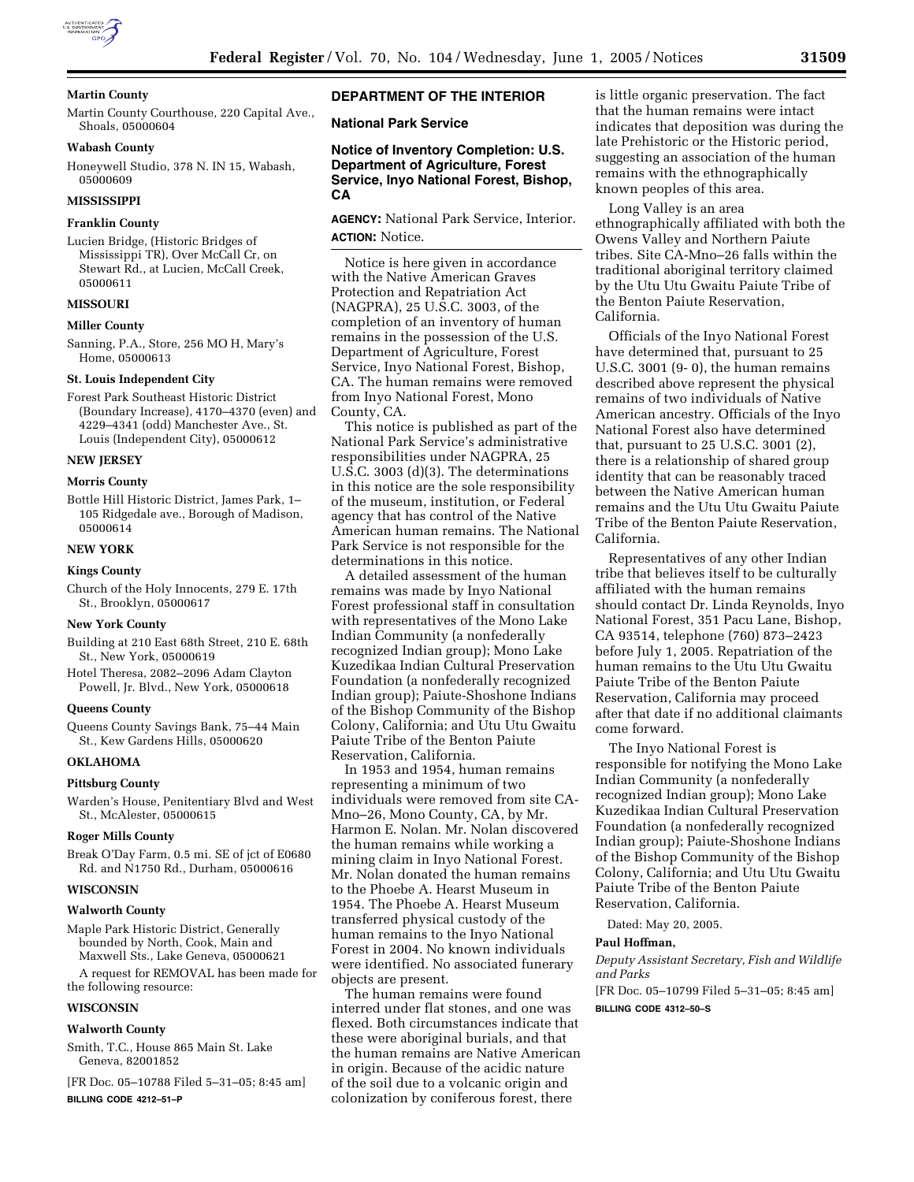**Martin County**

Martin County Courthouse, 220 Capital Ave., Shoals, 05000604

**Wabash County**

Honeywell Studio, 378 N. IN 15, Wabash, 05000609

**MISSISSIPPI**

**Franklin County**

Lucien Bridge, (Historic Bridges of Mississippi TR), Over McCall Cr, on Stewart Rd., at Lucien, McCall Creek, 05000611

**MISSOURI**

**Miller County**

Sanning, P.A., Store, 256 MO H, Mary's Home, 05000613

**St. Louis Independent City**

Forest Park Southeast Historic District (Boundary Increase), 4170–4370 (even) and 4229–4341 (odd) Manchester Ave., St. Louis (Independent City), 05000612

**NEW JERSEY**

**Morris County**

Bottle Hill Historic District, James Park, 1–105 Ridgedale ave., Borough of Madison, 05000614

**NEW YORK**

**Kings County**

Church of the Holy Innocents, 279 E. 17th St., Brooklyn, 05000617

**New York County**

Building at 210 East 68th Street, 210 E. 68th St., New York, 05000619

Hotel Theresa, 2082–2096 Adam Clayton Powell, Jr. Blvd., New York, 05000618

**Queens County**

Queens County Savings Bank, 75–44 Main St., Kew Gardens Hills, 05000620

**OKLAHOMA**

**Pittsburg County**

Warden's House, Penitentiary Blvd and West St., McAlester, 05000615

**Roger Mills County**

Break O'Day Farm, 0.5 mi. SE of jct of E0680 Rd. and N1750 Rd., Durham, 05000616

**WISCONSIN**

**Walworth County**

Maple Park Historic District, Generally bounded by North, Cook, Main and Maxwell Sts., Lake Geneva, 05000621

A request for REMOVAL has been made for the following resource:

**WISCONSIN**

**Walworth County**

Smith, T.C., House 865 Main St. Lake Geneva, 82001852

[FR Doc. 05–10788 Filed 5–31–05; 8:45 am]

**BILLING CODE 4212–51–P**

## DEPARTMENT OF THE INTERIOR

### National Park Service

### Notice of Inventory Completion: U.S. Department of Agriculture, Forest Service, Inyo National Forest, Bishop, CA

**AGENCY:** National Park Service, Interior.

**ACTION:** Notice.

Notice is here given in accordance with the Native American Graves Protection and Repatriation Act (NAGPRA), 25 U.S.C. 3003, of the completion of an inventory of human remains in the possession of the U.S. Department of Agriculture, Forest Service, Inyo National Forest, Bishop, CA. The human remains were removed from Inyo National Forest, Mono County, CA.

This notice is published as part of the National Park Service's administrative responsibilities under NAGPRA, 25 U.S.C. 3003 (d)(3). The determinations in this notice are the sole responsibility of the museum, institution, or Federal agency that has control of the Native American human remains. The National Park Service is not responsible for the determinations in this notice.

A detailed assessment of the human remains was made by Inyo National Forest professional staff in consultation with representatives of the Mono Lake Indian Community (a nonfederally recognized Indian group); Mono Lake Kuzedikaa Indian Cultural Preservation Foundation (a nonfederally recognized Indian group); Paiute-Shoshone Indians of the Bishop Community of the Bishop Colony, California; and Utu Utu Gwaitu Paiute Tribe of the Benton Paiute Reservation, California.

In 1953 and 1954, human remains representing a minimum of two individuals were removed from site CA-Mno–26, Mono County, CA, by Mr. Harmon E. Nolan. Mr. Nolan discovered the human remains while working a mining claim in Inyo National Forest. Mr. Nolan donated the human remains to the Phoebe A. Hearst Museum in 1954. The Phoebe A. Hearst Museum transferred physical custody of the human remains to the Inyo National Forest in 2004. No known individuals were identified. No associated funerary objects are present.

The human remains were found interred under flat stones, and one was flexed. Both circumstances indicate that these were aboriginal burials, and that the human remains are Native American in origin. Because of the acidic nature of the soil due to a volcanic origin and colonization by coniferous forest, there is little organic preservation. The fact that the human remains were intact indicates that deposition was during the late Prehistoric or the Historic period, suggesting an association of the human remains with the ethnographically known peoples of this area.

Long Valley is an area ethnographically affiliated with both the Owens Valley and Northern Paiute tribes. Site CA-Mno–26 falls within the traditional aboriginal territory claimed by the Utu Utu Gwaitu Paiute Tribe of the Benton Paiute Reservation, California.

Officials of the Inyo National Forest have determined that, pursuant to 25 U.S.C. 3001 (9- 0), the human remains described above represent the physical remains of two individuals of Native American ancestry. Officials of the Inyo National Forest also have determined that, pursuant to 25 U.S.C. 3001 (2), there is a relationship of shared group identity that can be reasonably traced between the Native American human remains and the Utu Utu Gwaitu Paiute Tribe of the Benton Paiute Reservation, California.

Representatives of any other Indian tribe that believes itself to be culturally affiliated with the human remains should contact Dr. Linda Reynolds, Inyo National Forest, 351 Pacu Lane, Bishop, CA 93514, telephone (760) 873–2423 before July 1, 2005. Repatriation of the human remains to the Utu Utu Gwaitu Paiute Tribe of the Benton Paiute Reservation, California may proceed after that date if no additional claimants come forward.

The Inyo National Forest is responsible for notifying the Mono Lake Indian Community (a nonfederally recognized Indian group); Mono Lake Kuzedikaa Indian Cultural Preservation Foundation (a nonfederally recognized Indian group); Paiute-Shoshone Indians of the Bishop Community of the Bishop Colony, California; and Utu Utu Gwaitu Paiute Tribe of the Benton Paiute Reservation, California.

Dated: May 20, 2005.

**Paul Hoffman,**

*Deputy Assistant Secretary, Fish and Wildlife and Parks*

[FR Doc. 05–10799 Filed 5–31–05; 8:45 am]

**BILLING CODE 4312–50–S**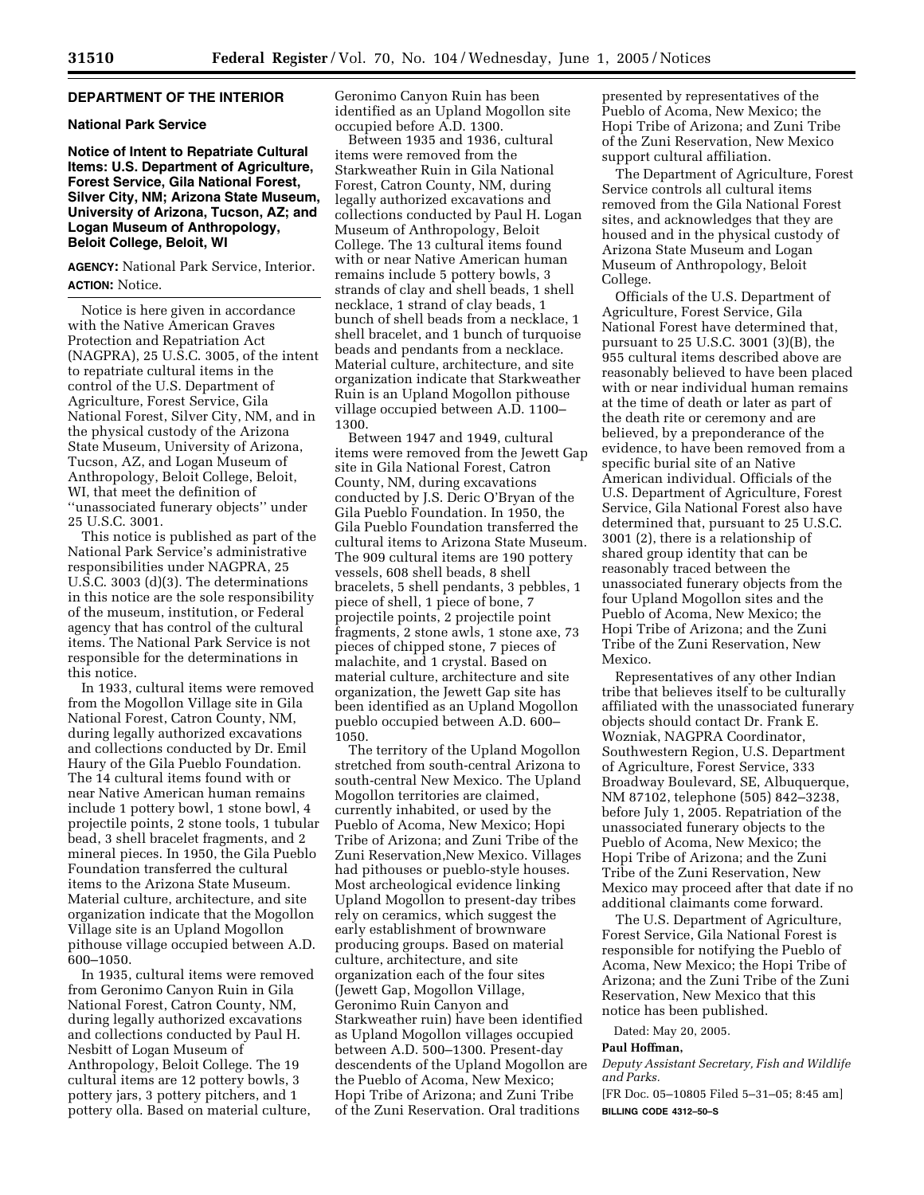## DEPARTMENT OF THE INTERIOR

### National Park Service

### Notice of Intent to Repatriate Cultural Items: U.S. Department of Agriculture, Forest Service, Gila National Forest, Silver City, NM; Arizona State Museum, University of Arizona, Tucson, AZ; and Logan Museum of Anthropology, Beloit College, Beloit, WI

**AGENCY:** National Park Service, Interior.

**ACTION:** Notice.

Notice is here given in accordance with the Native American Graves Protection and Repatriation Act (NAGPRA), 25 U.S.C. 3005, of the intent to repatriate cultural items in the control of the U.S. Department of Agriculture, Forest Service, Gila National Forest, Silver City, NM, and in the physical custody of the Arizona State Museum, University of Arizona, Tucson, AZ, and Logan Museum of Anthropology, Beloit College, Beloit, WI, that meet the definition of ''unassociated funerary objects'' under 25 U.S.C. 3001.

This notice is published as part of the National Park Service's administrative responsibilities under NAGPRA, 25 U.S.C. 3003 (d)(3). The determinations in this notice are the sole responsibility of the museum, institution, or Federal agency that has control of the cultural items. The National Park Service is not responsible for the determinations in this notice.

In 1933, cultural items were removed from the Mogollon Village site in Gila National Forest, Catron County, NM, during legally authorized excavations and collections conducted by Dr. Emil Haury of the Gila Pueblo Foundation. The 14 cultural items found with or near Native American human remains include 1 pottery bowl, 1 stone bowl, 4 projectile points, 2 stone tools, 1 tubular bead, 3 shell bracelet fragments, and 2 mineral pieces. In 1950, the Gila Pueblo Foundation transferred the cultural items to the Arizona State Museum. Material culture, architecture, and site organization indicate that the Mogollon Village site is an Upland Mogollon pithouse village occupied between A.D. 600–1050.

In 1935, cultural items were removed from Geronimo Canyon Ruin in Gila National Forest, Catron County, NM, during legally authorized excavations and collections conducted by Paul H. Nesbitt of Logan Museum of Anthropology, Beloit College. The 19 cultural items are 12 pottery bowls, 3 pottery jars, 3 pottery pitchers, and 1 pottery olla. Based on material culture, Geronimo Canyon Ruin has been identified as an Upland Mogollon site occupied before A.D. 1300.

Between 1935 and 1936, cultural items were removed from the Starkweather Ruin in Gila National Forest, Catron County, NM, during legally authorized excavations and collections conducted by Paul H. Logan Museum of Anthropology, Beloit College. The 13 cultural items found with or near Native American human remains include 5 pottery bowls, 3 strands of clay and shell beads, 1 shell necklace, 1 strand of clay beads, 1 bunch of shell beads from a necklace, 1 shell bracelet, and 1 bunch of turquoise beads and pendants from a necklace. Material culture, architecture, and site organization indicate that Starkweather Ruin is an Upland Mogollon pithouse village occupied between A.D. 1100–1300.

Between 1947 and 1949, cultural items were removed from the Jewett Gap site in Gila National Forest, Catron County, NM, during excavations conducted by J.S. Deric O'Bryan of the Gila Pueblo Foundation. In 1950, the Gila Pueblo Foundation transferred the cultural items to Arizona State Museum. The 909 cultural items are 190 pottery vessels, 608 shell beads, 8 shell bracelets, 5 shell pendants, 3 pebbles, 1 piece of shell, 1 piece of bone, 7 projectile points, 2 projectile point fragments, 2 stone awls, 1 stone axe, 73 pieces of chipped stone, 7 pieces of malachite, and 1 crystal. Based on material culture, architecture and site organization, the Jewett Gap site has been identified as an Upland Mogollon pueblo occupied between A.D. 600–1050.

The territory of the Upland Mogollon stretched from south-central Arizona to south-central New Mexico. The Upland Mogollon territories are claimed, currently inhabited, or used by the Pueblo of Acoma, New Mexico; Hopi Tribe of Arizona; and Zuni Tribe of the Zuni Reservation,New Mexico. Villages had pithouses or pueblo-style houses. Most archeological evidence linking Upland Mogollon to present-day tribes rely on ceramics, which suggest the early establishment of brownware producing groups. Based on material culture, architecture, and site organization each of the four sites (Jewett Gap, Mogollon Village, Geronimo Ruin Canyon and Starkweather ruin) have been identified as Upland Mogollon villages occupied between A.D. 500–1300. Present-day descendents of the Upland Mogollon are the Pueblo of Acoma, New Mexico; Hopi Tribe of Arizona; and Zuni Tribe of the Zuni Reservation. Oral traditions presented by representatives of the Pueblo of Acoma, New Mexico; the Hopi Tribe of Arizona; and Zuni Tribe of the Zuni Reservation, New Mexico support cultural affiliation.

The Department of Agriculture, Forest Service controls all cultural items removed from the Gila National Forest sites, and acknowledges that they are housed and in the physical custody of Arizona State Museum and Logan Museum of Anthropology, Beloit College.

Officials of the U.S. Department of Agriculture, Forest Service, Gila National Forest have determined that, pursuant to 25 U.S.C. 3001 (3)(B), the 955 cultural items described above are reasonably believed to have been placed with or near individual human remains at the time of death or later as part of the death rite or ceremony and are believed, by a preponderance of the evidence, to have been removed from a specific burial site of an Native American individual. Officials of the U.S. Department of Agriculture, Forest Service, Gila National Forest also have determined that, pursuant to 25 U.S.C. 3001 (2), there is a relationship of shared group identity that can be reasonably traced between the unassociated funerary objects from the four Upland Mogollon sites and the Pueblo of Acoma, New Mexico; the Hopi Tribe of Arizona; and the Zuni Tribe of the Zuni Reservation, New Mexico.

Representatives of any other Indian tribe that believes itself to be culturally affiliated with the unassociated funerary objects should contact Dr. Frank E. Wozniak, NAGPRA Coordinator, Southwestern Region, U.S. Department of Agriculture, Forest Service, 333 Broadway Boulevard, SE, Albuquerque, NM 87102, telephone (505) 842–3238, before July 1, 2005. Repatriation of the unassociated funerary objects to the Pueblo of Acoma, New Mexico; the Hopi Tribe of Arizona; and the Zuni Tribe of the Zuni Reservation, New Mexico may proceed after that date if no additional claimants come forward.

The U.S. Department of Agriculture, Forest Service, Gila National Forest is responsible for notifying the Pueblo of Acoma, New Mexico; the Hopi Tribe of Arizona; and the Zuni Tribe of the Zuni Reservation, New Mexico that this notice has been published.

Dated: May 20, 2005.

**Paul Hoffman,**

*Deputy Assistant Secretary, Fish and Wildlife and Parks.*

[FR Doc. 05–10805 Filed 5–31–05; 8:45 am]

**BILLING CODE 4312–50–S**